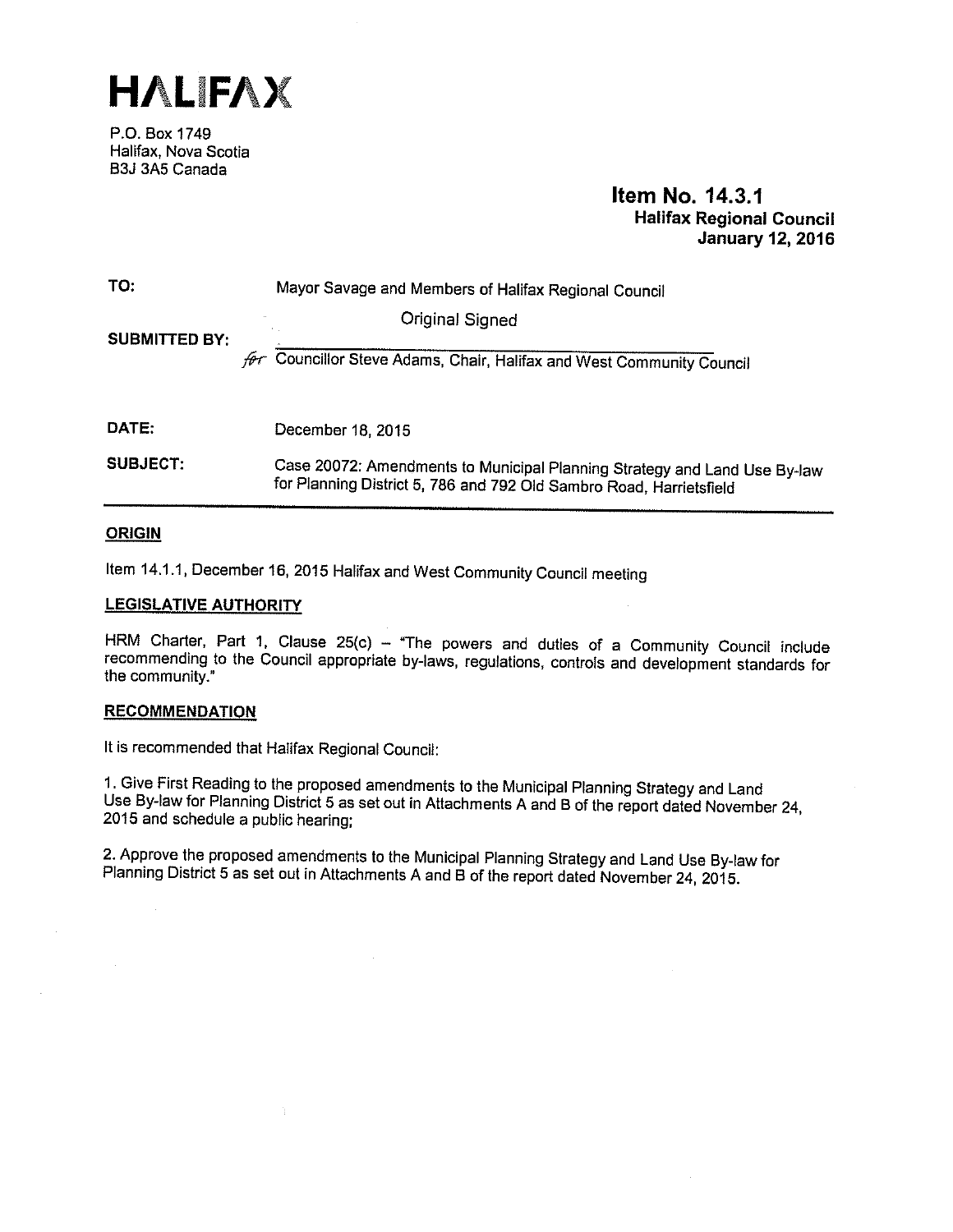# HALIFAX

P.O. Box 1749
Halifax, Nova Scotia
B3J 3A5 Canada

**Item No. 14.3.1**
**Halifax Regional Council**
**January 12, 2016**

**TO:** Mayor Savage and Members of Halifax Regional Council

**SUBMITTED BY:**
Original Signed
for Councillor Steve Adams, Chair, Halifax and West Community Council

**DATE:** December 18, 2015

**SUBJECT:** Case 20072: Amendments to Municipal Planning Strategy and Land Use By-law for Planning District 5, 786 and 792 Old Sambro Road, Harrietsfield

## ORIGIN

Item 14.1.1, December 16, 2015 Halifax and West Community Council meeting

## LEGISLATIVE AUTHORITY

HRM Charter, Part 1, Clause 25(c) – "The powers and duties of a Community Council include recommending to the Council appropriate by-laws, regulations, controls and development standards for the community."

## RECOMMENDATION

It is recommended that Halifax Regional Council:

1. Give First Reading to the proposed amendments to the Municipal Planning Strategy and Land Use By-law for Planning District 5 as set out in Attachments A and B of the report dated November 24, 2015 and schedule a public hearing;

2. Approve the proposed amendments to the Municipal Planning Strategy and Land Use By-law for Planning District 5 as set out in Attachments A and B of the report dated November 24, 2015.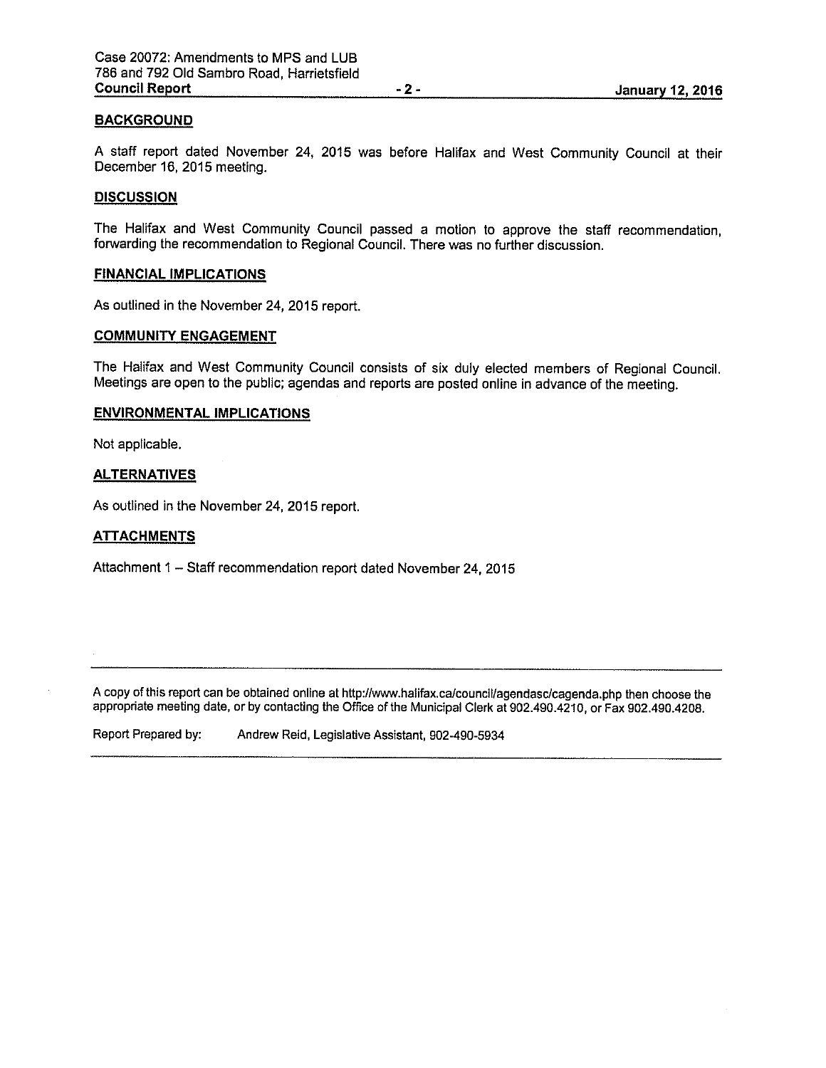## BACKGROUND

A staff report dated November 24, 2015 was before Halifax and West Community Council at their December 16, 2015 meeting.

## DISCUSSION

The Halifax and West Community Council passed a motion to approve the staff recommendation, forwarding the recommendation to Regional Council. There was no further discussion.

## FINANCIAL IMPLICATIONS

As outlined in the November 24, 2015 report.

## COMMUNITY ENGAGEMENT

The Halifax and West Community Council consists of six duly elected members of Regional Council. Meetings are open to the public; agendas and reports are posted online in advance of the meeting.

## ENVIRONMENTAL IMPLICATIONS

Not applicable.

## ALTERNATIVES

As outlined in the November 24, 2015 report.

## ATTACHMENTS

Attachment 1 – Staff recommendation report dated November 24, 2015

---

A copy of this report can be obtained online at http://www.halifax.ca/council/agendasc/cagenda.php then choose the appropriate meeting date, or by contacting the Office of the Municipal Clerk at 902.490.4210, or Fax 902.490.4208.

Report Prepared by: Andrew Reid, Legislative Assistant, 902-490-5934

---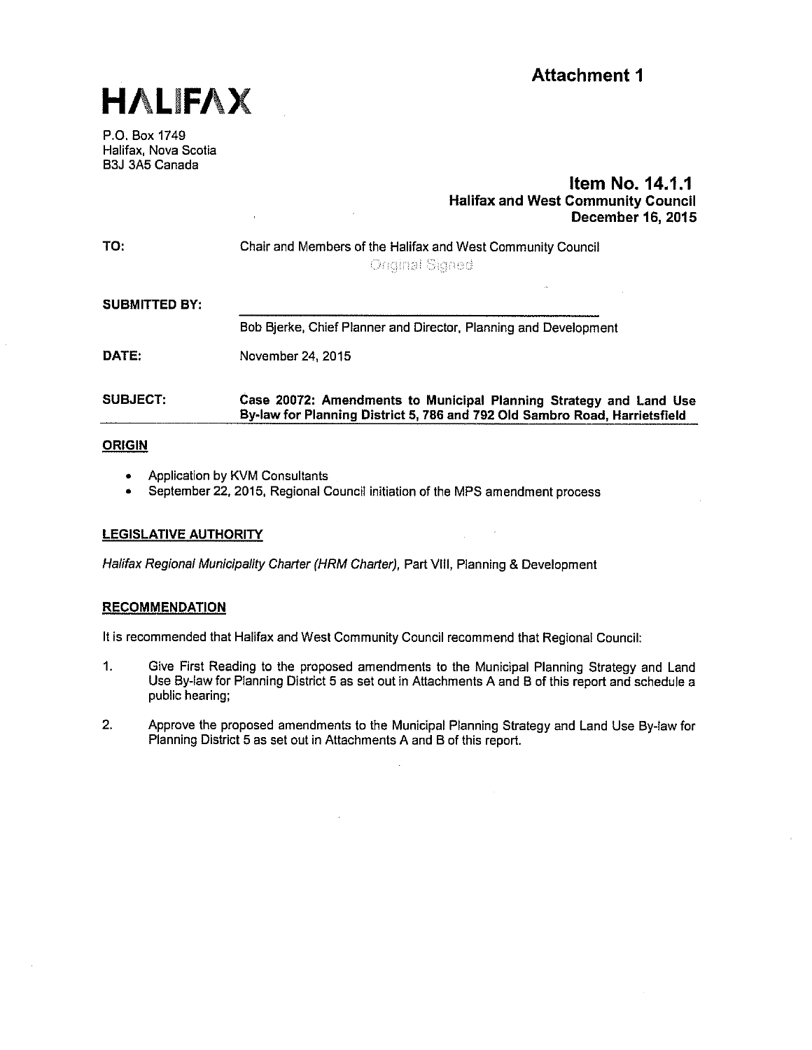**Attachment 1**

# HALIFAX

P.O. Box 1749
Halifax, Nova Scotia
B3J 3A5 Canada

**Item No. 14.1.1**
**Halifax and West Community Council**
**December 16, 2015**

**TO:** Chair and Members of the Halifax and West Community Council

Original Signed

**SUBMITTED BY:**

Bob Bjerke, Chief Planner and Director, Planning and Development

**DATE:** November 24, 2015

**SUBJECT:** **Case 20072: Amendments to Municipal Planning Strategy and Land Use By-law for Planning District 5, 786 and 792 Old Sambro Road, Harrietsfield**

## ORIGIN

- Application by KVM Consultants
- September 22, 2015, Regional Council initiation of the MPS amendment process

## LEGISLATIVE AUTHORITY

*Halifax Regional Municipality Charter (HRM Charter)*, Part VIII, Planning & Development

## RECOMMENDATION

It is recommended that Halifax and West Community Council recommend that Regional Council:

1. Give First Reading to the proposed amendments to the Municipal Planning Strategy and Land Use By-law for Planning District 5 as set out in Attachments A and B of this report and schedule a public hearing;
2. Approve the proposed amendments to the Municipal Planning Strategy and Land Use By-law for Planning District 5 as set out in Attachments A and B of this report.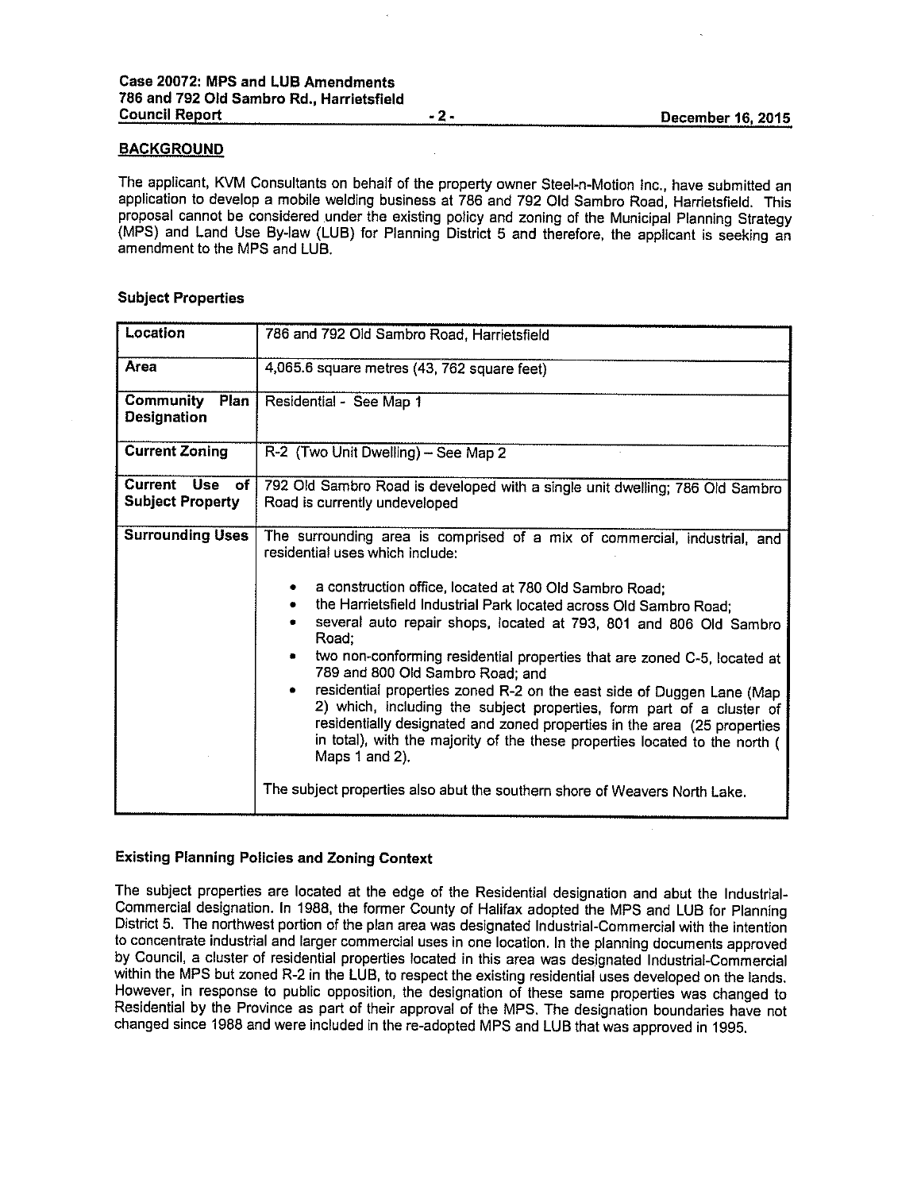## BACKGROUND

The applicant, KVM Consultants on behalf of the property owner Steel-n-Motion Inc., have submitted an application to develop a mobile welding business at 786 and 792 Old Sambro Road, Harrietsfield. This proposal cannot be considered under the existing policy and zoning of the Municipal Planning Strategy (MPS) and Land Use By-law (LUB) for Planning District 5 and therefore, the applicant is seeking an amendment to the MPS and LUB.

### Subject Properties

| | |
|---|---|
| **Location** | 786 and 792 Old Sambro Road, Harrietsfield |
| **Area** | 4,065.6 square metres (43, 762 square feet) |
| **Community Plan Designation** | Residential - See Map 1 |
| **Current Zoning** | R-2 (Two Unit Dwelling) – See Map 2 |
| **Current Use of Subject Property** | 792 Old Sambro Road is developed with a single unit dwelling; 786 Old Sambro Road is currently undeveloped |
| **Surrounding Uses** | The surrounding area is comprised of a mix of commercial, industrial, and residential uses which include:<br>• a construction office, located at 780 Old Sambro Road;<br>• the Harrietsfield Industrial Park located across Old Sambro Road;<br>• several auto repair shops, located at 793, 801 and 806 Old Sambro Road;<br>• two non-conforming residential properties that are zoned C-5, located at 789 and 800 Old Sambro Road; and<br>• residential properties zoned R-2 on the east side of Duggen Lane (Map 2) which, including the subject properties, form part of a cluster of residentially designated and zoned properties in the area (25 properties in total), with the majority of the these properties located to the north ( Maps 1 and 2).<br><br>The subject properties also abut the southern shore of Weavers North Lake. |

### Existing Planning Policies and Zoning Context

The subject properties are located at the edge of the Residential designation and abut the Industrial-Commercial designation. In 1988, the former County of Halifax adopted the MPS and LUB for Planning District 5. The northwest portion of the plan area was designated Industrial-Commercial with the intention to concentrate industrial and larger commercial uses in one location. In the planning documents approved by Council, a cluster of residential properties located in this area was designated Industrial-Commercial within the MPS but zoned R-2 in the LUB, to respect the existing residential uses developed on the lands. However, in response to public opposition, the designation of these same properties was changed to Residential by the Province as part of their approval of the MPS. The designation boundaries have not changed since 1988 and were included in the re-adopted MPS and LUB that was approved in 1995.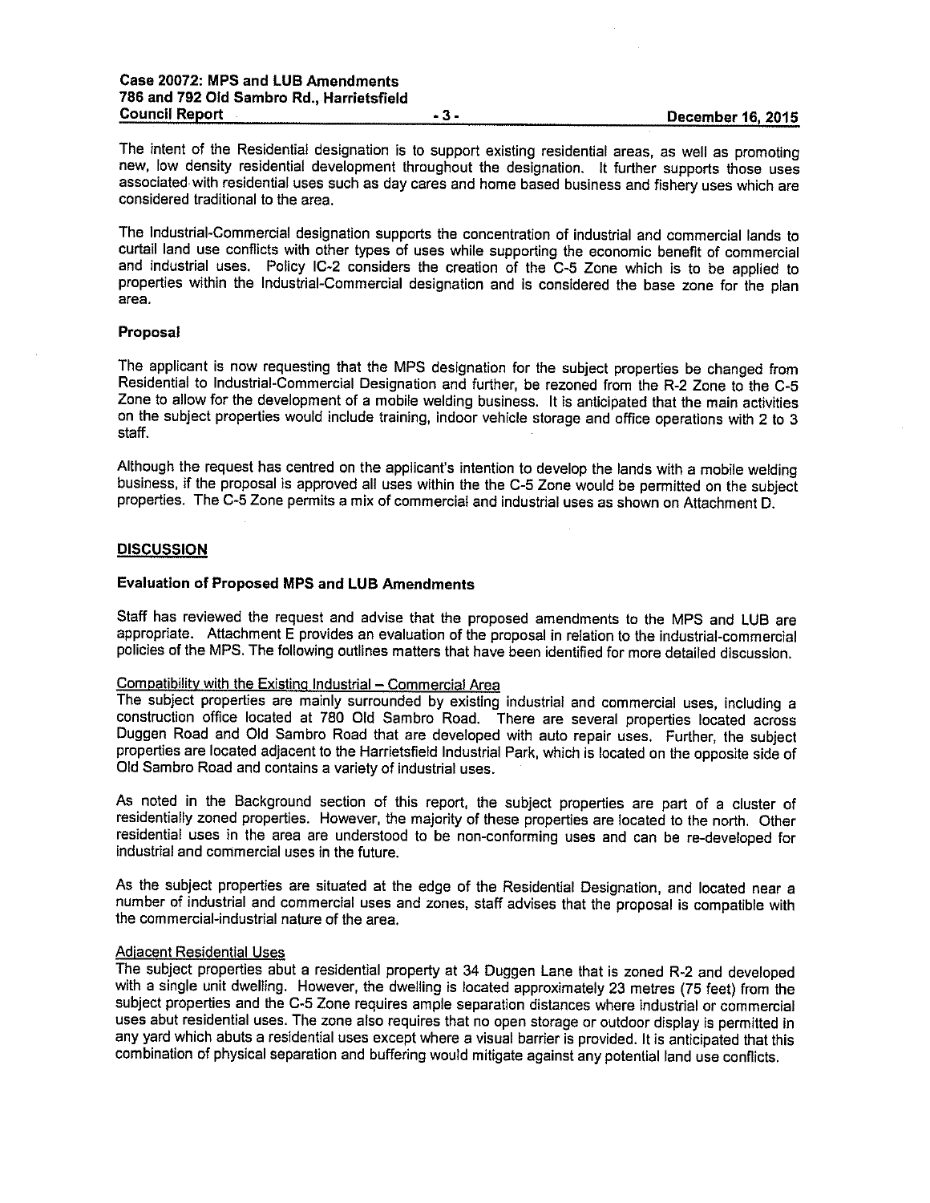The intent of the Residential designation is to support existing residential areas, as well as promoting new, low density residential development throughout the designation. It further supports those uses associated with residential uses such as day cares and home based business and fishery uses which are considered traditional to the area.

The Industrial-Commercial designation supports the concentration of industrial and commercial lands to curtail land use conflicts with other types of uses while supporting the economic benefit of commercial and industrial uses. Policy IC-2 considers the creation of the C-5 Zone which is to be applied to properties within the Industrial-Commercial designation and is considered the base zone for the plan area.

### Proposal

The applicant is now requesting that the MPS designation for the subject properties be changed from Residential to Industrial-Commercial Designation and further, be rezoned from the R-2 Zone to the C-5 Zone to allow for the development of a mobile welding business. It is anticipated that the main activities on the subject properties would include training, indoor vehicle storage and office operations with 2 to 3 staff.

Although the request has centred on the applicant's intention to develop the lands with a mobile welding business, if the proposal is approved all uses within the the C-5 Zone would be permitted on the subject properties. The C-5 Zone permits a mix of commercial and industrial uses as shown on Attachment D.

## DISCUSSION

### Evaluation of Proposed MPS and LUB Amendments

Staff has reviewed the request and advise that the proposed amendments to the MPS and LUB are appropriate. Attachment E provides an evaluation of the proposal in relation to the industrial-commercial policies of the MPS. The following outlines matters that have been identified for more detailed discussion.

Compatibility with the Existing Industrial – Commercial Area

The subject properties are mainly surrounded by existing industrial and commercial uses, including a construction office located at 780 Old Sambro Road. There are several properties located across Duggen Road and Old Sambro Road that are developed with auto repair uses. Further, the subject properties are located adjacent to the Harrietsfield Industrial Park, which is located on the opposite side of Old Sambro Road and contains a variety of industrial uses.

As noted in the Background section of this report, the subject properties are part of a cluster of residentially zoned properties. However, the majority of these properties are located to the north. Other residential uses in the area are understood to be non-conforming uses and can be re-developed for industrial and commercial uses in the future.

As the subject properties are situated at the edge of the Residential Designation, and located near a number of industrial and commercial uses and zones, staff advises that the proposal is compatible with the commercial-industrial nature of the area.

Adjacent Residential Uses

The subject properties abut a residential property at 34 Duggen Lane that is zoned R-2 and developed with a single unit dwelling. However, the dwelling is located approximately 23 metres (75 feet) from the subject properties and the C-5 Zone requires ample separation distances where industrial or commercial uses abut residential uses. The zone also requires that no open storage or outdoor display is permitted in any yard which abuts a residential uses except where a visual barrier is provided. It is anticipated that this combination of physical separation and buffering would mitigate against any potential land use conflicts.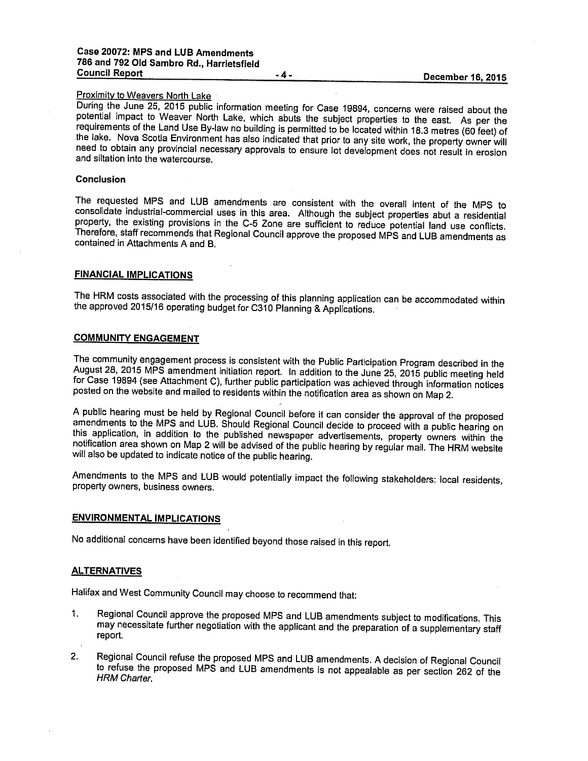Proximity to Weavers North Lake

During the June 25, 2015 public information meeting for Case 19894, concerns were raised about the potential impact to Weaver North Lake, which abuts the subject properties to the east. As per the requirements of the Land Use By-law no building is permitted to be located within 18.3 metres (60 feet) of the lake. Nova Scotia Environment has also indicated that prior to any site work, the property owner will need to obtain any provincial necessary approvals to ensure lot development does not result in erosion and siltation into the watercourse.

**Conclusion**

The requested MPS and LUB amendments are consistent with the overall intent of the MPS to consolidate industrial-commercial uses in this area. Although the subject properties abut a residential property, the existing provisions in the C-5 Zone are sufficient to reduce potential land use conflicts. Therefore, staff recommends that Regional Council approve the proposed MPS and LUB amendments as contained in Attachments A and B.

## FINANCIAL IMPLICATIONS

The HRM costs associated with the processing of this planning application can be accommodated within the approved 2015/16 operating budget for C310 Planning & Applications.

## COMMUNITY ENGAGEMENT

The community engagement process is consistent with the Public Participation Program described in the August 28, 2015 MPS amendment initiation report. In addition to the June 25, 2015 public meeting held for Case 19894 (see Attachment C), further public participation was achieved through information notices posted on the website and mailed to residents within the notification area as shown on Map 2.

A public hearing must be held by Regional Council before it can consider the approval of the proposed amendments to the MPS and LUB. Should Regional Council decide to proceed with a public hearing on this application, in addition to the published newspaper advertisements, property owners within the notification area shown on Map 2 will be advised of the public hearing by regular mail. The HRM website will also be updated to indicate notice of the public hearing.

Amendments to the MPS and LUB would potentially impact the following stakeholders: local residents, property owners, business owners.

## ENVIRONMENTAL IMPLICATIONS

No additional concerns have been identified beyond those raised in this report.

## ALTERNATIVES

Halifax and West Community Council may choose to recommend that:

1. Regional Council approve the proposed MPS and LUB amendments subject to modifications. This may necessitate further negotiation with the applicant and the preparation of a supplementary staff report.

2. Regional Council refuse the proposed MPS and LUB amendments. A decision of Regional Council to refuse the proposed MPS and LUB amendments is not appealable as per section 262 of the *HRM Charter*.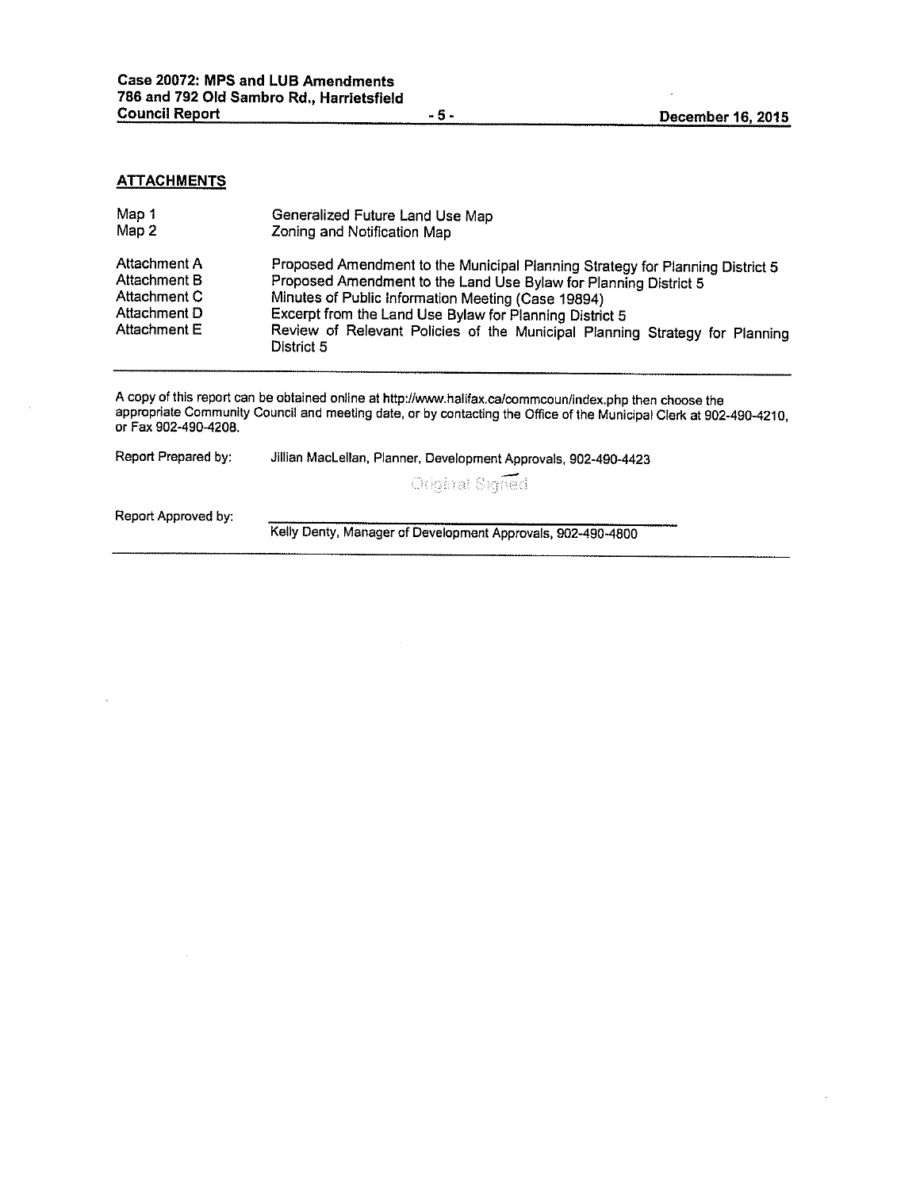## ATTACHMENTS

| | |
|---|---|
| Map 1 | Generalized Future Land Use Map |
| Map 2 | Zoning and Notification Map |
| Attachment A | Proposed Amendment to the Municipal Planning Strategy for Planning District 5 |
| Attachment B | Proposed Amendment to the Land Use Bylaw for Planning District 5 |
| Attachment C | Minutes of Public Information Meeting (Case 19894) |
| Attachment D | Excerpt from the Land Use Bylaw for Planning District 5 |
| Attachment E | Review of Relevant Policies of the Municipal Planning Strategy for Planning District 5 |

---

A copy of this report can be obtained online at http://www.halifax.ca/commcoun/index.php then choose the appropriate Community Council and meeting date, or by contacting the Office of the Municipal Clerk at 902-490-4210, or Fax 902-490-4208.

Report Prepared by: Jillian MacLellan, Planner, Development Approvals, 902-490-4423

Original Signed

Report Approved by: Kelly Denty, Manager of Development Approvals, 902-490-4800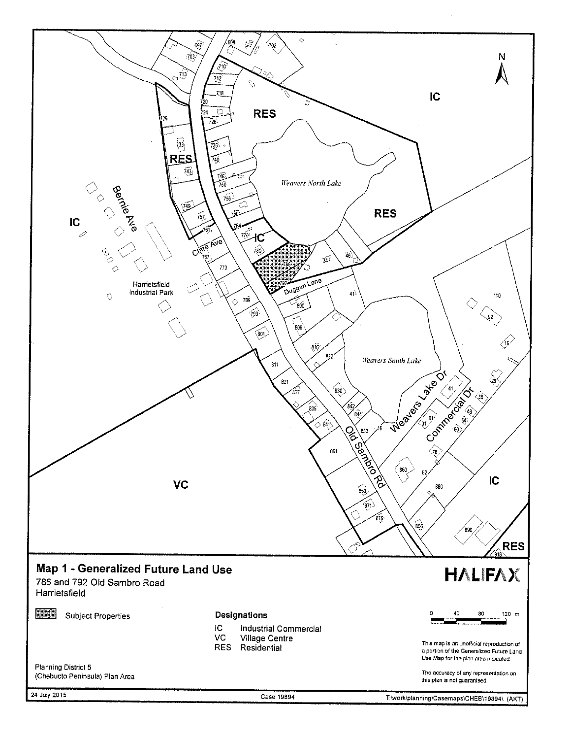# Map 1 - Generalized Future Land Use

786 and 792 Old Sambro Road
Harrietsfield

Subject Properties

**Designations**

- IC Industrial Commercial
- VC Village Centre
- RES Residential

Planning District 5
(Chebucto Peninsula) Plan Area

This map is an unofficial reproduction of a portion of the Generalized Future Land Use Map for the plan area indicated.

The accuracy of any representation on this plan is not guaranteed.

24 July 2015

Case 19894

T:\work\planning\Casemaps\CHEB\19894\ (AKT)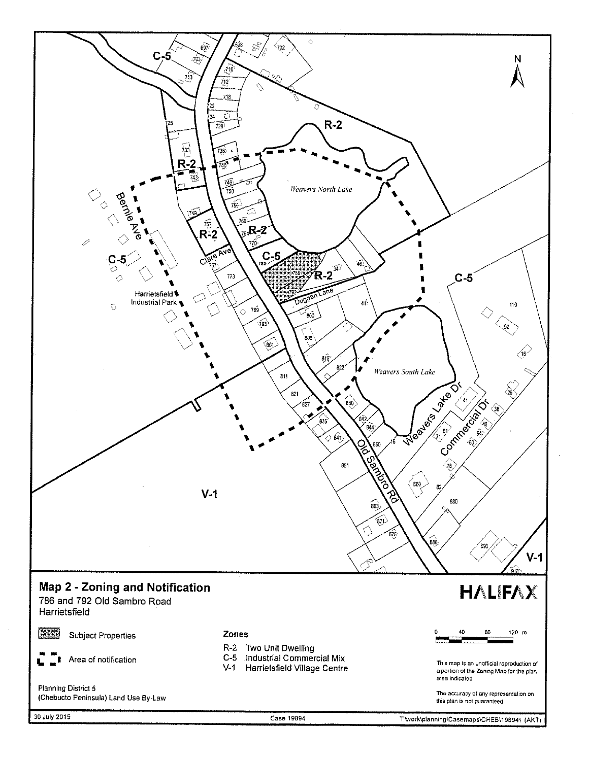# Map 2 - Zoning and Notification

786 and 792 Old Sambro Road
Harrietsfield

Subject Properties

Area of notification

**Zones**

- R-2 Two Unit Dwelling
- C-5 Industrial Commercial Mix
- V-1 Harrietsfield Village Centre

0 40 80 120 m

This map is an unofficial reproduction of a portion of the Zoning Map for the plan area indicated.

The accuracy of any representation on this plan is not guaranteed.

Planning District 5
(Chebucto Peninsula) Land Use By-Law

HALIFAX

30 July 2015

Case 19894

T:\work\planning\Casemaps\CHEB\19894\ (AKT)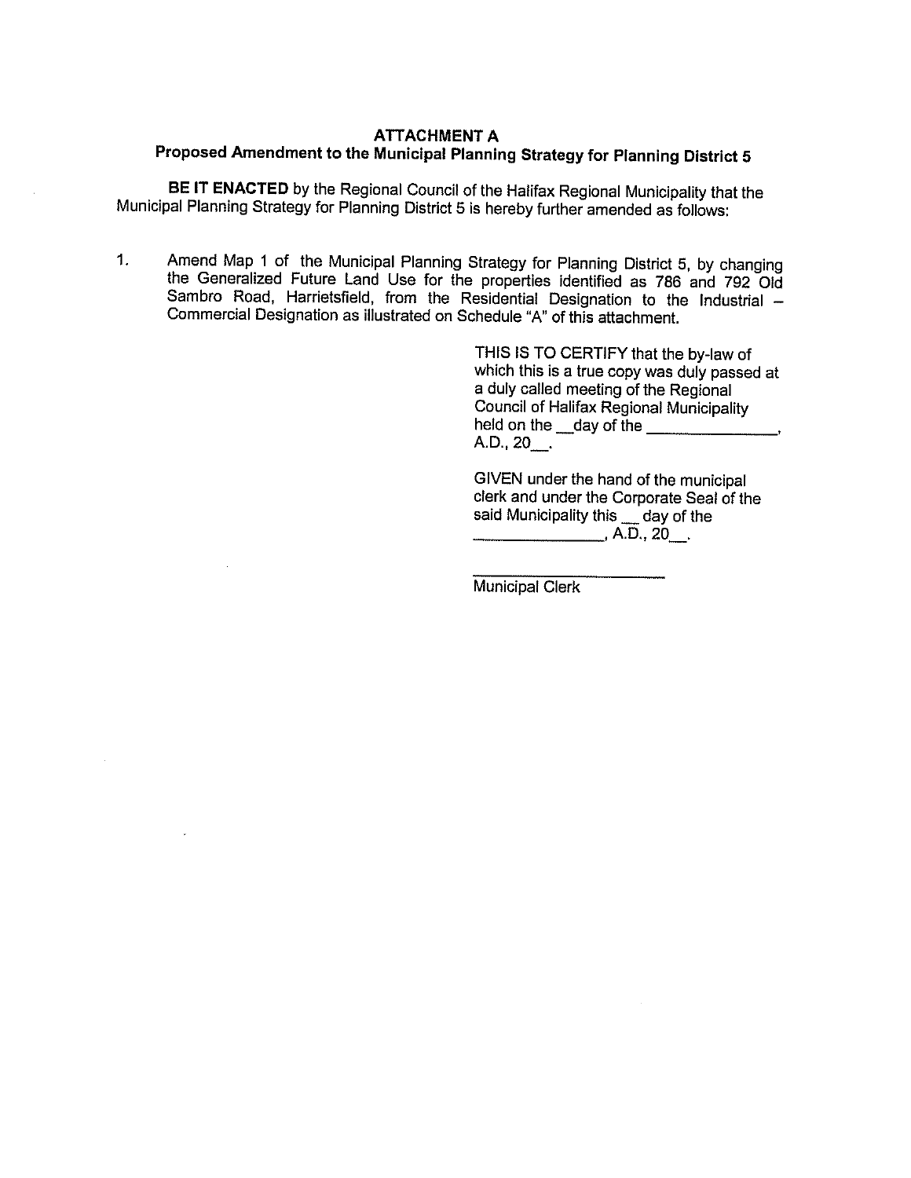# ATTACHMENT A

## Proposed Amendment to the Municipal Planning Strategy for Planning District 5

**BE IT ENACTED** by the Regional Council of the Halifax Regional Municipality that the Municipal Planning Strategy for Planning District 5 is hereby further amended as follows:

1. Amend Map 1 of the Municipal Planning Strategy for Planning District 5, by changing the Generalized Future Land Use for the properties identified as 786 and 792 Old Sambro Road, Harrietsfield, from the Residential Designation to the Industrial – Commercial Designation as illustrated on Schedule "A" of this attachment.

THIS IS TO CERTIFY that the by-law of which this is a true copy was duly passed at a duly called meeting of the Regional Council of Halifax Regional Municipality held on the \_\_day of the \_\_\_\_\_\_\_\_\_\_\_\_\_\_\_, A.D., 20\_\_.

GIVEN under the hand of the municipal clerk and under the Corporate Seal of the said Municipality this \_\_ day of the \_\_\_\_\_\_\_\_\_\_\_\_\_\_\_, A.D., 20\_\_.

\_\_\_\_\_\_\_\_\_\_\_\_\_\_\_\_\_\_\_\_\_\_

Municipal Clerk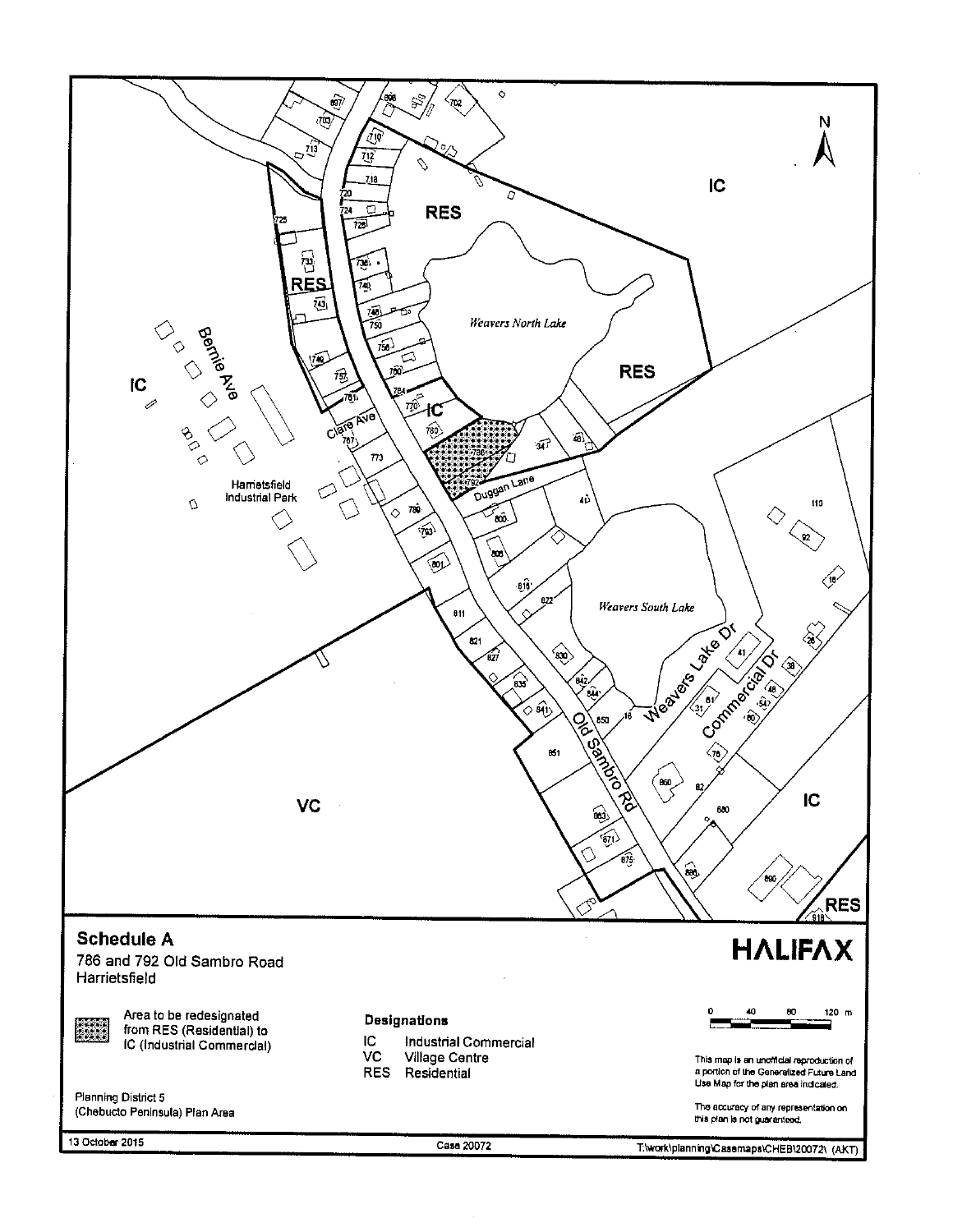# Schedule A

786 and 792 Old Sambro Road
Harrietsfield

Area to be redesignated from RES (Residential) to IC (Industrial Commercial)

**Designations**

- IC Industrial Commercial
- VC Village Centre
- RES Residential

Planning District 5
(Chebucto Peninsula) Plan Area

This map is an unofficial reproduction of a portion of the Generalized Future Land Use Map for the plan area indicated.

The accuracy of any representation on this plan is not guaranteed.

13 October 2015

Case 20072

T:\work\planning\Casemaps\CHEB\20072\ (AKT)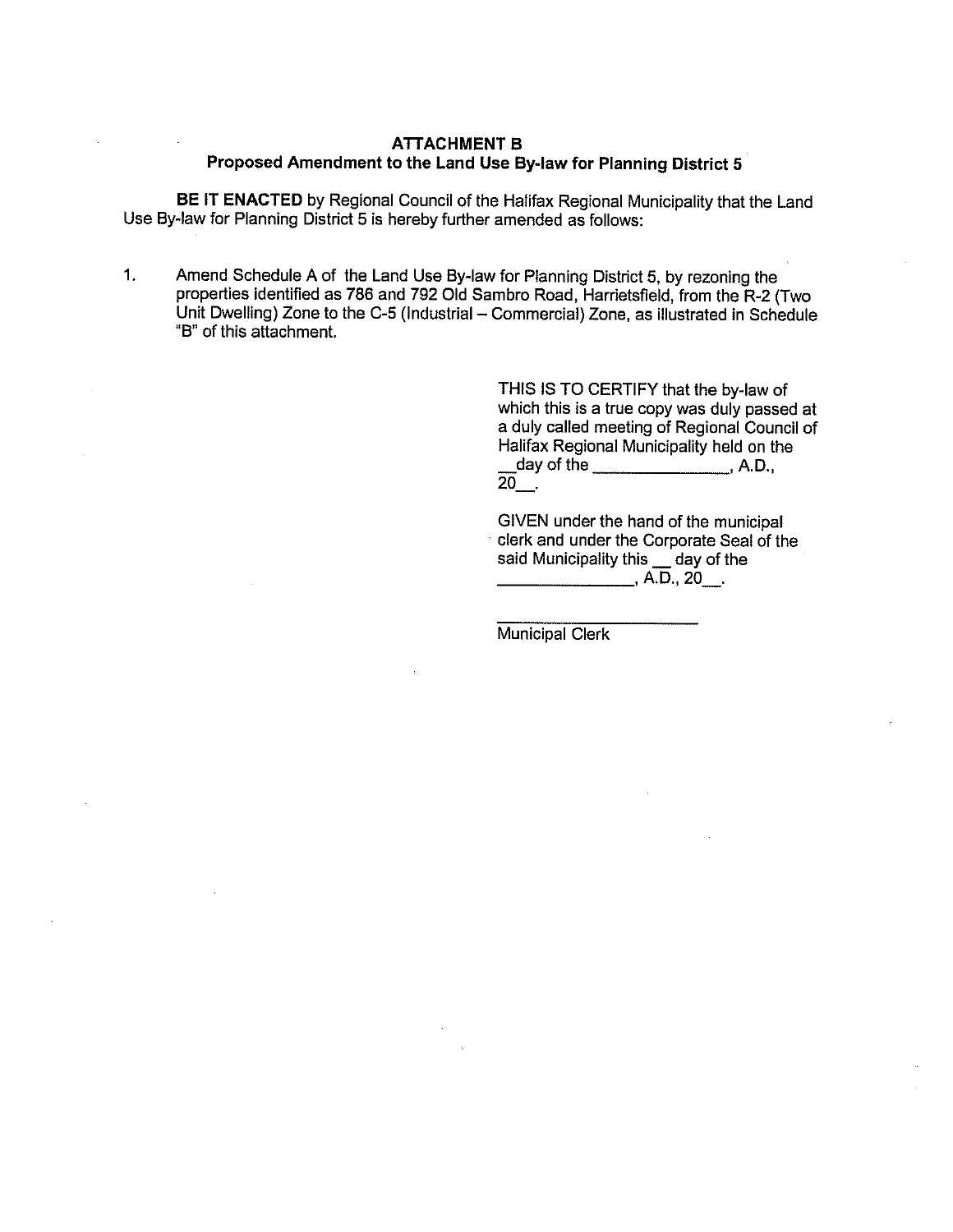**ATTACHMENT B**
**Proposed Amendment to the Land Use By-law for Planning District 5**

**BE IT ENACTED** by Regional Council of the Halifax Regional Municipality that the Land Use By-law for Planning District 5 is hereby further amended as follows:

1. Amend Schedule A of the Land Use By-law for Planning District 5, by rezoning the properties identified as 786 and 792 Old Sambro Road, Harrietsfield, from the R-2 (Two Unit Dwelling) Zone to the C-5 (Industrial – Commercial) Zone, as illustrated in Schedule "B" of this attachment.

THIS IS TO CERTIFY that the by-law of which this is a true copy was duly passed at a duly called meeting of Regional Council of Halifax Regional Municipality held on the __day of the ______________, A.D., 20__.

GIVEN under the hand of the municipal clerk and under the Corporate Seal of the said Municipality this __ day of the ______________, A.D., 20__.

______________________
Municipal Clerk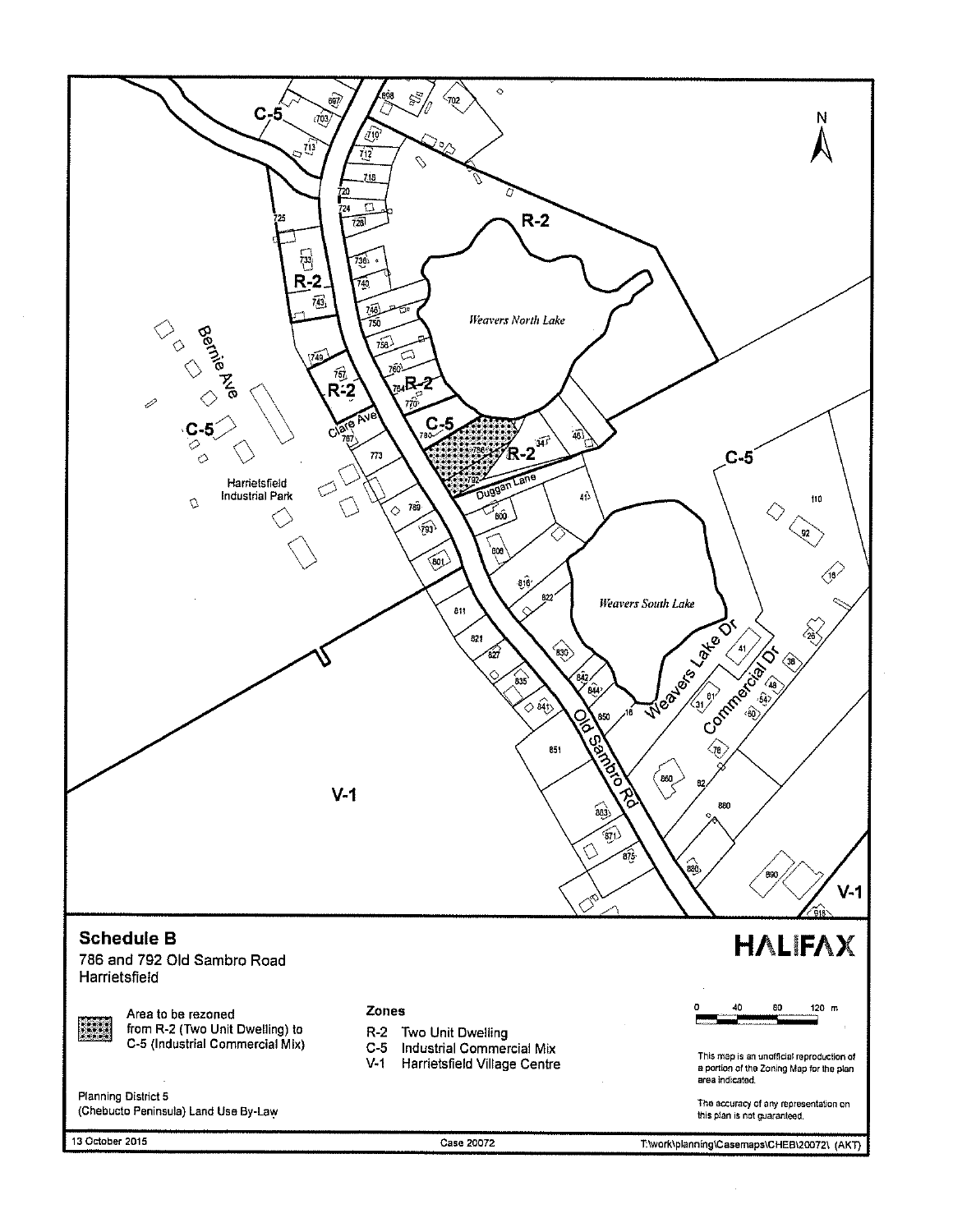## Schedule B

786 and 792 Old Sambro Road
Harrietsfield

Area to be rezoned from R-2 (Two Unit Dwelling) to C-5 (Industrial Commercial Mix)

**Zones**

- R-2 Two Unit Dwelling
- C-5 Industrial Commercial Mix
- V-1 Harrietsfield Village Centre

Planning District 5
(Chebucto Peninsula) Land Use By-Law

HALIFAX

0 40 80 120 m

This map is an unofficial reproduction of a portion of the Zoning Map for the plan area indicated.

The accuracy of any representation on this plan is not guaranteed.

13 October 2015 | Case 20072 | T:\work\planning\Casemaps\CHEB\20072\ (AKT)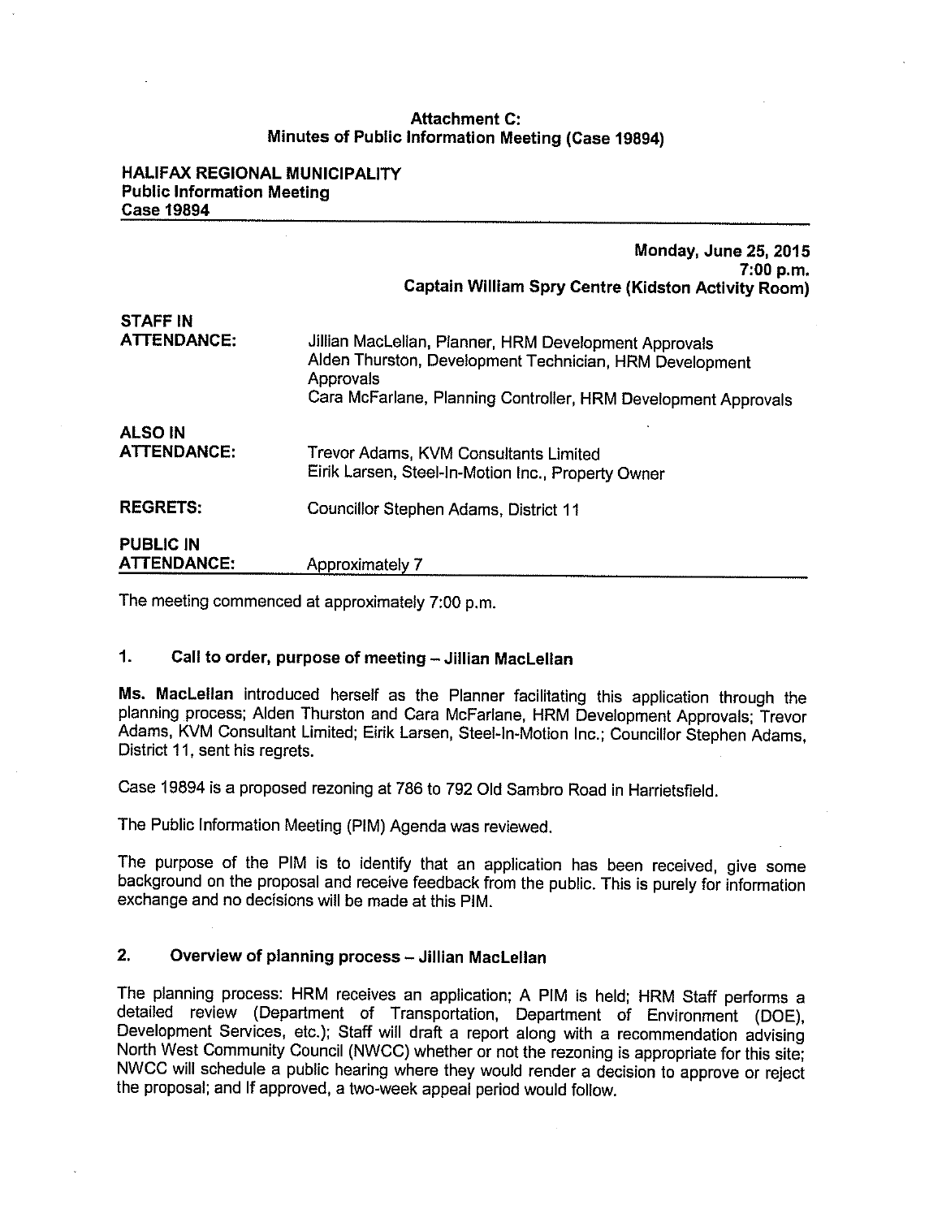**Attachment C:**
**Minutes of Public Information Meeting (Case 19894)**

**HALIFAX REGIONAL MUNICIPALITY**
**Public Information Meeting**
**Case 19894**

**Monday, June 25, 2015**
**7:00 p.m.**
**Captain William Spry Centre (Kidston Activity Room)**

| | |
|---|---|
| **STAFF IN ATTENDANCE:** | Jillian MacLellan, Planner, HRM Development Approvals<br>Alden Thurston, Development Technician, HRM Development Approvals<br>Cara McFarlane, Planning Controller, HRM Development Approvals |
| **ALSO IN ATTENDANCE:** | Trevor Adams, KVM Consultants Limited<br>Eirik Larsen, Steel-In-Motion Inc., Property Owner |
| **REGRETS:** | Councillor Stephen Adams, District 11 |
| **PUBLIC IN ATTENDANCE:** | Approximately 7 |

The meeting commenced at approximately 7:00 p.m.

## 1. Call to order, purpose of meeting – Jillian MacLellan

**Ms. MacLellan** introduced herself as the Planner facilitating this application through the planning process; Alden Thurston and Cara McFarlane, HRM Development Approvals; Trevor Adams, KVM Consultant Limited; Eirik Larsen, Steel-In-Motion Inc.; Councillor Stephen Adams, District 11, sent his regrets.

Case 19894 is a proposed rezoning at 786 to 792 Old Sambro Road in Harrietsfield.

The Public Information Meeting (PIM) Agenda was reviewed.

The purpose of the PIM is to identify that an application has been received, give some background on the proposal and receive feedback from the public. This is purely for information exchange and no decisions will be made at this PIM.

## 2. Overview of planning process – Jillian MacLellan

The planning process: HRM receives an application; A PIM is held; HRM Staff performs a detailed review (Department of Transportation, Department of Environment (DOE), Development Services, etc.); Staff will draft a report along with a recommendation advising North West Community Council (NWCC) whether or not the rezoning is appropriate for this site; NWCC will schedule a public hearing where they would render a decision to approve or reject the proposal; and If approved, a two-week appeal period would follow.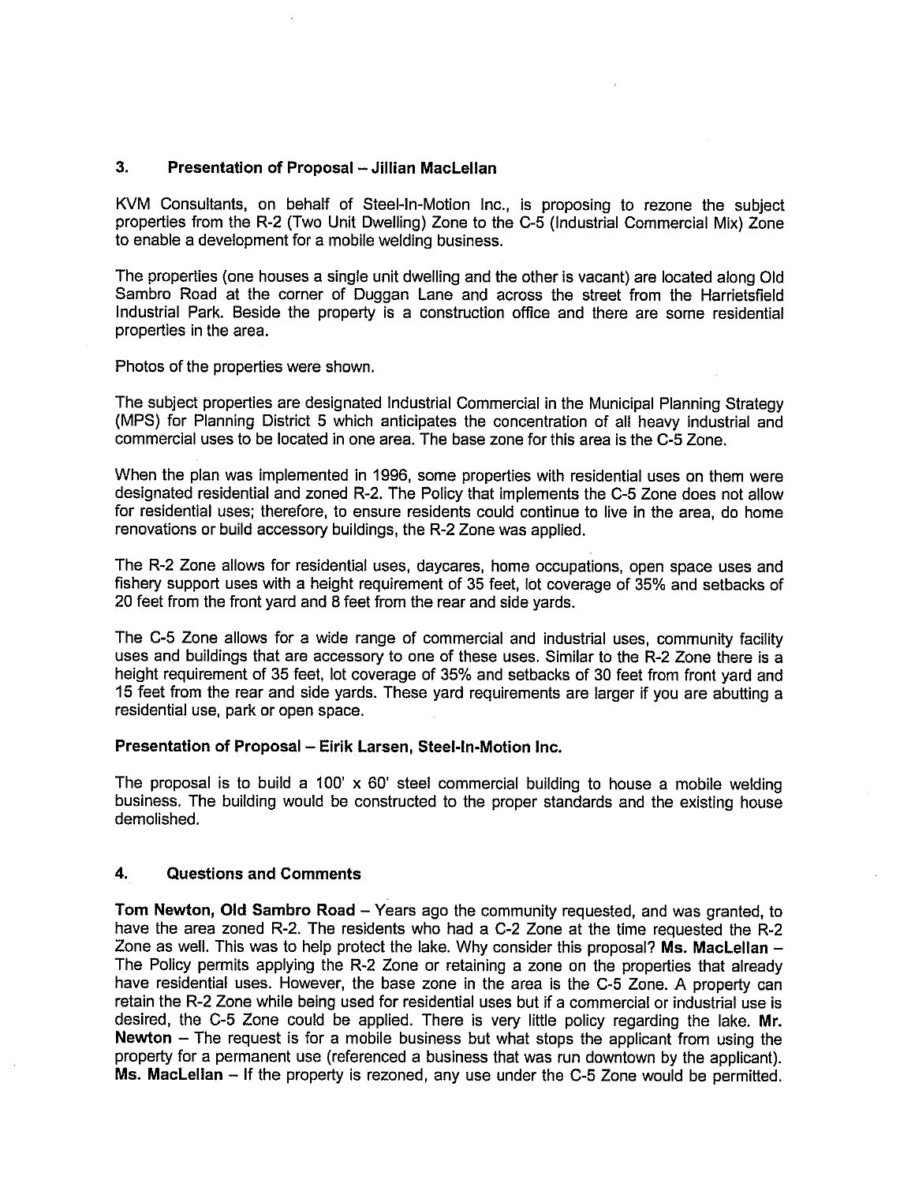## 3. Presentation of Proposal – Jillian MacLellan

KVM Consultants, on behalf of Steel-In-Motion Inc., is proposing to rezone the subject properties from the R-2 (Two Unit Dwelling) Zone to the C-5 (Industrial Commercial Mix) Zone to enable a development for a mobile welding business.

The properties (one houses a single unit dwelling and the other is vacant) are located along Old Sambro Road at the corner of Duggan Lane and across the street from the Harrietsfield Industrial Park. Beside the property is a construction office and there are some residential properties in the area.

Photos of the properties were shown.

The subject properties are designated Industrial Commercial in the Municipal Planning Strategy (MPS) for Planning District 5 which anticipates the concentration of all heavy industrial and commercial uses to be located in one area. The base zone for this area is the C-5 Zone.

When the plan was implemented in 1996, some properties with residential uses on them were designated residential and zoned R-2. The Policy that implements the C-5 Zone does not allow for residential uses; therefore, to ensure residents could continue to live in the area, do home renovations or build accessory buildings, the R-2 Zone was applied.

The R-2 Zone allows for residential uses, daycares, home occupations, open space uses and fishery support uses with a height requirement of 35 feet, lot coverage of 35% and setbacks of 20 feet from the front yard and 8 feet from the rear and side yards.

The C-5 Zone allows for a wide range of commercial and industrial uses, community facility uses and buildings that are accessory to one of these uses. Similar to the R-2 Zone there is a height requirement of 35 feet, lot coverage of 35% and setbacks of 30 feet from front yard and 15 feet from the rear and side yards. These yard requirements are larger if you are abutting a residential use, park or open space.

### Presentation of Proposal – Eirik Larsen, Steel-In-Motion Inc.

The proposal is to build a 100' x 60' steel commercial building to house a mobile welding business. The building would be constructed to the proper standards and the existing house demolished.

## 4. Questions and Comments

**Tom Newton, Old Sambro Road** – Years ago the community requested, and was granted, to have the area zoned R-2. The residents who had a C-2 Zone at the time requested the R-2 Zone as well. This was to help protect the lake. Why consider this proposal? **Ms. MacLellan** – The Policy permits applying the R-2 Zone or retaining a zone on the properties that already have residential uses. However, the base zone in the area is the C-5 Zone. A property can retain the R-2 Zone while being used for residential uses but if a commercial or industrial use is desired, the C-5 Zone could be applied. There is very little policy regarding the lake. **Mr. Newton** – The request is for a mobile business but what stops the applicant from using the property for a permanent use (referenced a business that was run downtown by the applicant). **Ms. MacLellan** – If the property is rezoned, any use under the C-5 Zone would be permitted.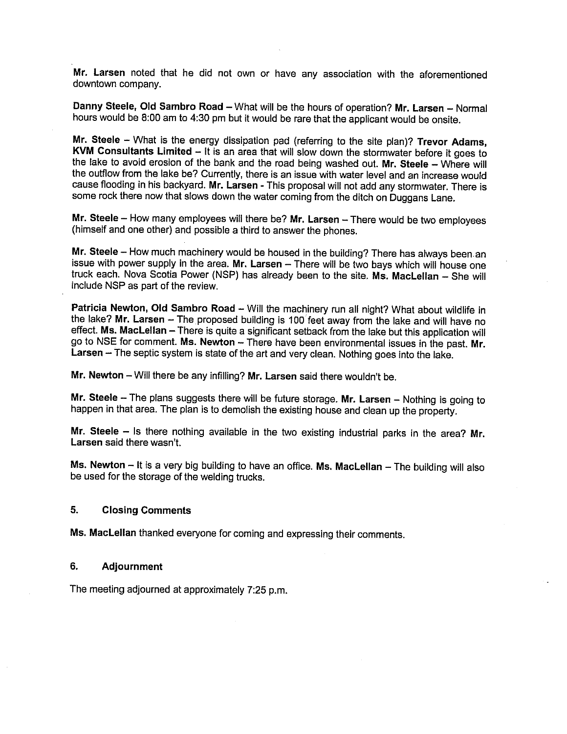**Mr. Larsen** noted that he did not own or have any association with the aforementioned downtown company.

**Danny Steele, Old Sambro Road** – What will be the hours of operation? **Mr. Larsen** – Normal hours would be 8:00 am to 4:30 pm but it would be rare that the applicant would be onsite.

**Mr. Steele** – What is the energy dissipation pad (referring to the site plan)? **Trevor Adams, KVM Consultants Limited** – It is an area that will slow down the stormwater before it goes to the lake to avoid erosion of the bank and the road being washed out. **Mr. Steele** – Where will the outflow from the lake be? Currently, there is an issue with water level and an increase would cause flooding in his backyard. **Mr. Larsen** - This proposal will not add any stormwater. There is some rock there now that slows down the water coming from the ditch on Duggans Lane.

**Mr. Steele** – How many employees will there be? **Mr. Larsen** – There would be two employees (himself and one other) and possible a third to answer the phones.

**Mr. Steele** – How much machinery would be housed in the building? There has always been an issue with power supply in the area. **Mr. Larsen** – There will be two bays which will house one truck each. Nova Scotia Power (NSP) has already been to the site. **Ms. MacLellan** – She will include NSP as part of the review.

**Patricia Newton, Old Sambro Road** – Will the machinery run all night? What about wildlife in the lake? **Mr. Larsen** – The proposed building is 100 feet away from the lake and will have no effect. **Ms. MacLellan** – There is quite a significant setback from the lake but this application will go to NSE for comment. **Ms. Newton** – There have been environmental issues in the past. **Mr. Larsen** – The septic system is state of the art and very clean. Nothing goes into the lake.

**Mr. Newton** – Will there be any infilling? **Mr. Larsen** said there wouldn't be.

**Mr. Steele** – The plans suggests there will be future storage. **Mr. Larsen** – Nothing is going to happen in that area. The plan is to demolish the existing house and clean up the property.

**Mr. Steele** – Is there nothing available in the two existing industrial parks in the area? **Mr. Larsen** said there wasn't.

**Ms. Newton** – It is a very big building to have an office. **Ms. MacLellan** – The building will also be used for the storage of the welding trucks.

## 5. Closing Comments

**Ms. MacLellan** thanked everyone for coming and expressing their comments.

## 6. Adjournment

The meeting adjourned at approximately 7:25 p.m.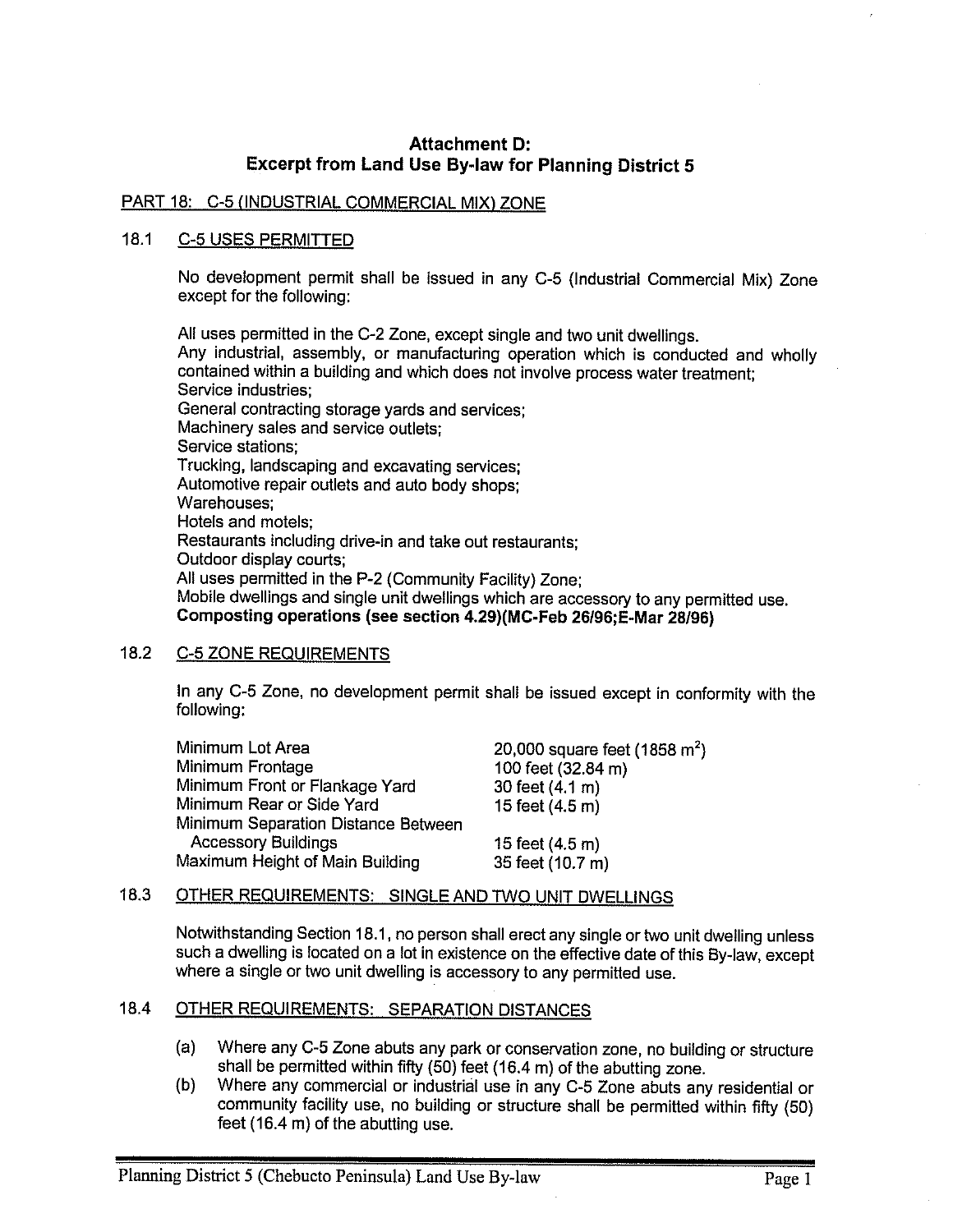# Attachment D:
# Excerpt from Land Use By-law for Planning District 5

## PART 18: C-5 (INDUSTRIAL COMMERCIAL MIX) ZONE

### 18.1 C-5 USES PERMITTED

No development permit shall be issued in any C-5 (Industrial Commercial Mix) Zone except for the following:

All uses permitted in the C-2 Zone, except single and two unit dwellings.
Any industrial, assembly, or manufacturing operation which is conducted and wholly contained within a building and which does not involve process water treatment;
Service industries;
General contracting storage yards and services;
Machinery sales and service outlets;
Service stations;
Trucking, landscaping and excavating services;
Automotive repair outlets and auto body shops;
Warehouses;
Hotels and motels;
Restaurants including drive-in and take out restaurants;
Outdoor display courts;
All uses permitted in the P-2 (Community Facility) Zone;
Mobile dwellings and single unit dwellings which are accessory to any permitted use.
**Composting operations (see section 4.29)(MC-Feb 26/96;E-Mar 28/96)**

### 18.2 C-5 ZONE REQUIREMENTS

In any C-5 Zone, no development permit shall be issued except in conformity with the following:

| | |
|---|---|
| Minimum Lot Area | 20,000 square feet (1858 m$^2$) |
| Minimum Frontage | 100 feet (32.84 m) |
| Minimum Front or Flankage Yard | 30 feet (4.1 m) |
| Minimum Rear or Side Yard | 15 feet (4.5 m) |
| Minimum Separation Distance Between Accessory Buildings | 15 feet (4.5 m) |
| Maximum Height of Main Building | 35 feet (10.7 m) |

### 18.3 OTHER REQUIREMENTS: SINGLE AND TWO UNIT DWELLINGS

Notwithstanding Section 18.1, no person shall erect any single or two unit dwelling unless such a dwelling is located on a lot in existence on the effective date of this By-law, except where a single or two unit dwelling is accessory to any permitted use.

### 18.4 OTHER REQUIREMENTS: SEPARATION DISTANCES

(a) Where any C-5 Zone abuts any park or conservation zone, no building or structure shall be permitted within fifty (50) feet (16.4 m) of the abutting zone.

(b) Where any commercial or industrial use in any C-5 Zone abuts any residential or community facility use, no building or structure shall be permitted within fifty (50) feet (16.4 m) of the abutting use.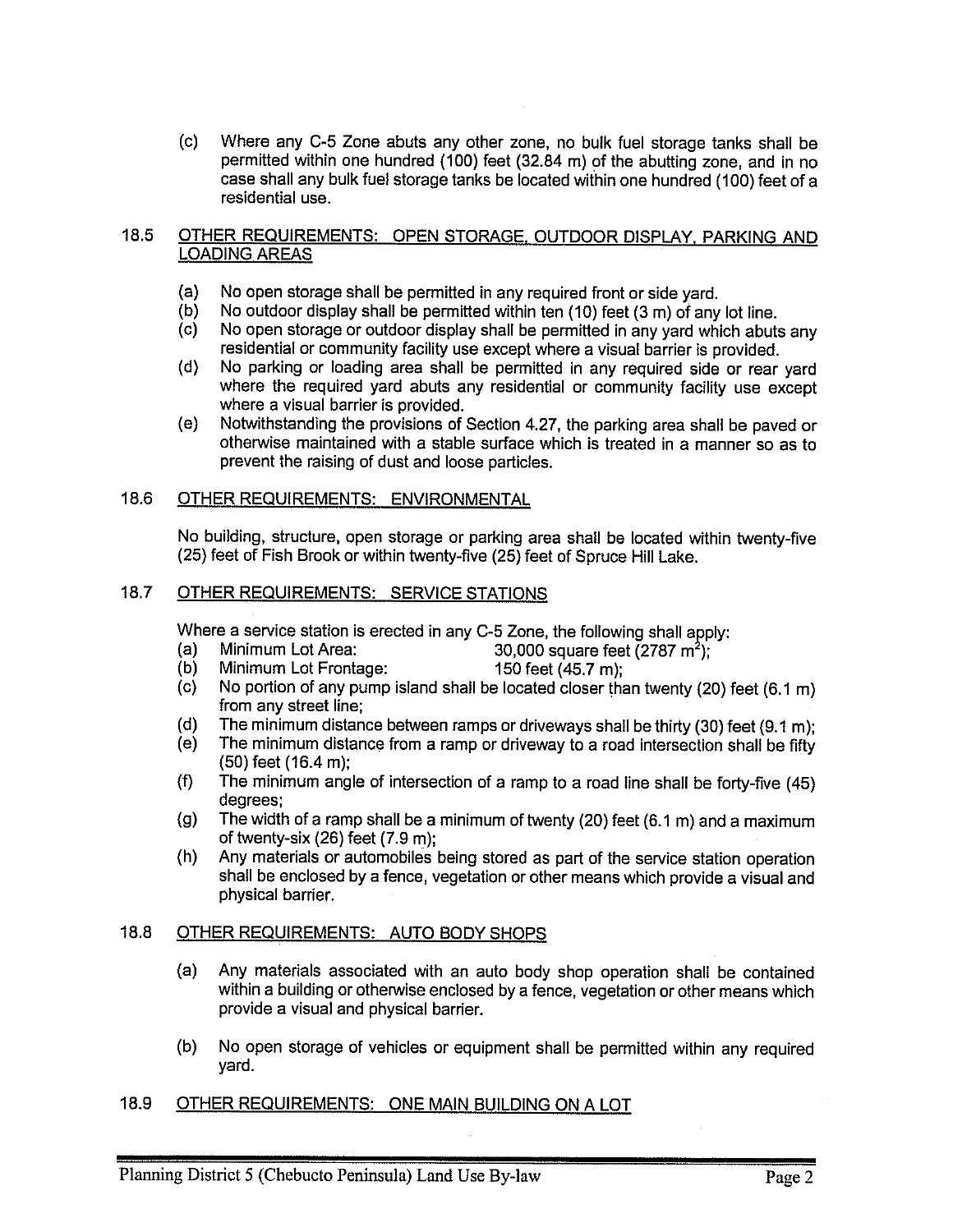(c) Where any C-5 Zone abuts any other zone, no bulk fuel storage tanks shall be permitted within one hundred (100) feet (32.84 m) of the abutting zone, and in no case shall any bulk fuel storage tanks be located within one hundred (100) feet of a residential use.

## 18.5 OTHER REQUIREMENTS: OPEN STORAGE, OUTDOOR DISPLAY, PARKING AND LOADING AREAS

(a) No open storage shall be permitted in any required front or side yard.
(b) No outdoor display shall be permitted within ten (10) feet (3 m) of any lot line.
(c) No open storage or outdoor display shall be permitted in any yard which abuts any residential or community facility use except where a visual barrier is provided.
(d) No parking or loading area shall be permitted in any required side or rear yard where the required yard abuts any residential or community facility use except where a visual barrier is provided.
(e) Notwithstanding the provisions of Section 4.27, the parking area shall be paved or otherwise maintained with a stable surface which is treated in a manner so as to prevent the raising of dust and loose particles.

## 18.6 OTHER REQUIREMENTS: ENVIRONMENTAL

No building, structure, open storage or parking area shall be located within twenty-five (25) feet of Fish Brook or within twenty-five (25) feet of Spruce Hill Lake.

## 18.7 OTHER REQUIREMENTS: SERVICE STATIONS

Where a service station is erected in any C-5 Zone, the following shall apply:

(a) Minimum Lot Area: 30,000 square feet (2787 $m^2$);
(b) Minimum Lot Frontage: 150 feet (45.7 m);
(c) No portion of any pump island shall be located closer than twenty (20) feet (6.1 m) from any street line;
(d) The minimum distance between ramps or driveways shall be thirty (30) feet (9.1 m);
(e) The minimum distance from a ramp or driveway to a road intersection shall be fifty (50) feet (16.4 m);
(f) The minimum angle of intersection of a ramp to a road line shall be forty-five (45) degrees;
(g) The width of a ramp shall be a minimum of twenty (20) feet (6.1 m) and a maximum of twenty-six (26) feet (7.9 m);
(h) Any materials or automobiles being stored as part of the service station operation shall be enclosed by a fence, vegetation or other means which provide a visual and physical barrier.

## 18.8 OTHER REQUIREMENTS: AUTO BODY SHOPS

(a) Any materials associated with an auto body shop operation shall be contained within a building or otherwise enclosed by a fence, vegetation or other means which provide a visual and physical barrier.

(b) No open storage of vehicles or equipment shall be permitted within any required yard.

## 18.9 OTHER REQUIREMENTS: ONE MAIN BUILDING ON A LOT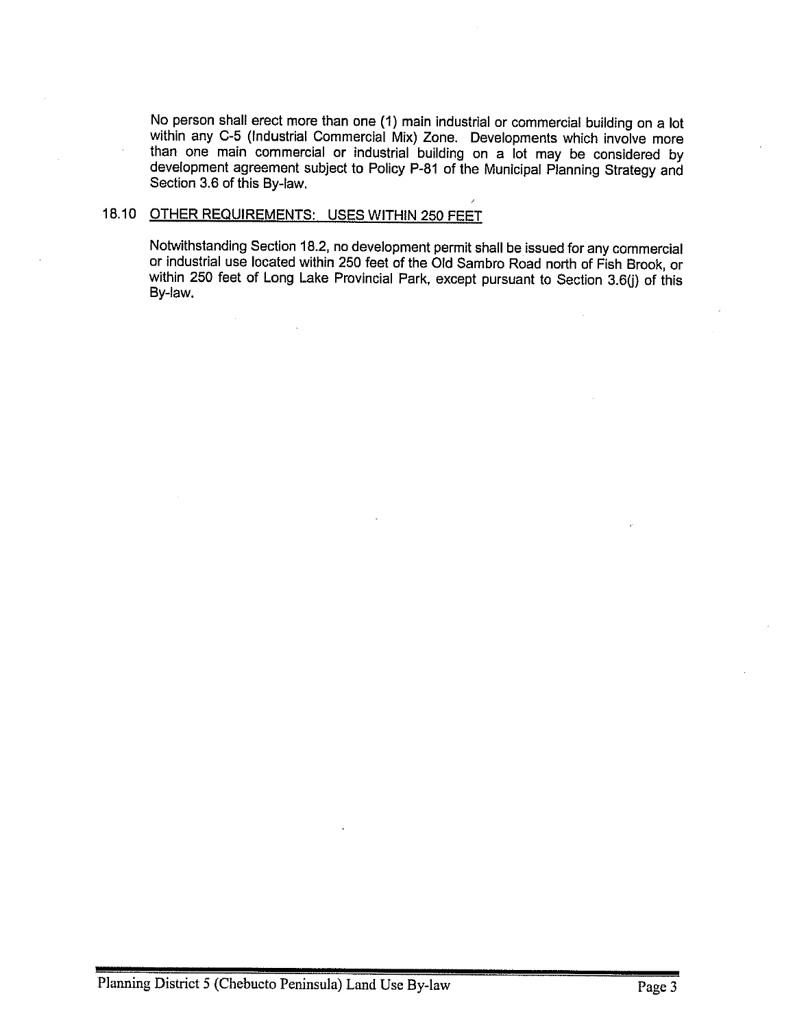No person shall erect more than one (1) main industrial or commercial building on a lot within any C-5 (Industrial Commercial Mix) Zone. Developments which involve more than one main commercial or industrial building on a lot may be considered by development agreement subject to Policy P-81 of the Municipal Planning Strategy and Section 3.6 of this By-law.

## 18.10 OTHER REQUIREMENTS: USES WITHIN 250 FEET

Notwithstanding Section 18.2, no development permit shall be issued for any commercial or industrial use located within 250 feet of the Old Sambro Road north of Fish Brook, or within 250 feet of Long Lake Provincial Park, except pursuant to Section 3.6(j) of this By-law.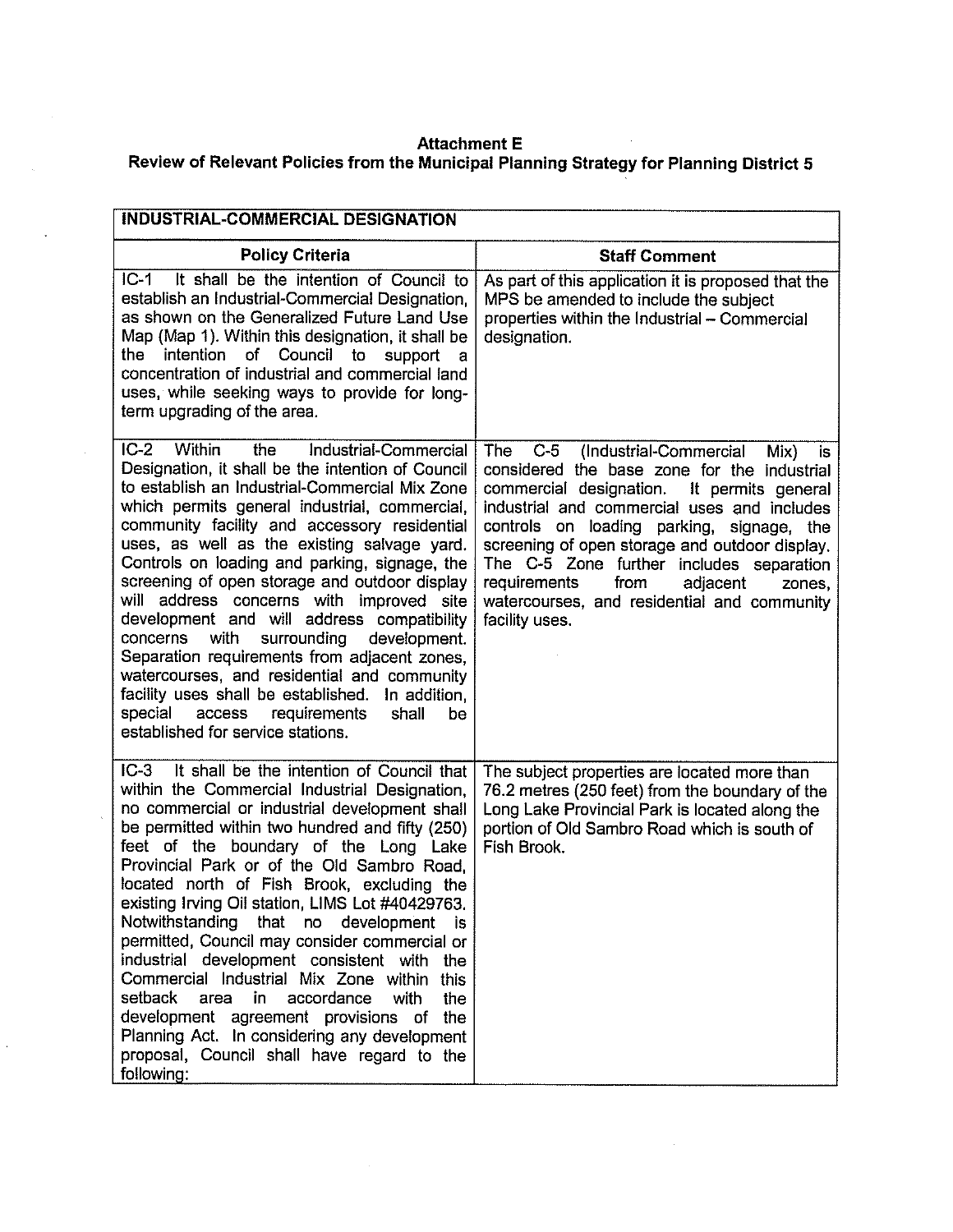**Attachment E**
**Review of Relevant Policies from the Municipal Planning Strategy for Planning District 5**

| INDUSTRIAL-COMMERCIAL DESIGNATION | |
|---|---|
| **Policy Criteria** | **Staff Comment** |
| IC-1 It shall be the intention of Council to establish an Industrial-Commercial Designation, as shown on the Generalized Future Land Use Map (Map 1). Within this designation, it shall be the intention of Council to support a concentration of industrial and commercial land uses, while seeking ways to provide for long-term upgrading of the area. | As part of this application it is proposed that the MPS be amended to include the subject properties within the Industrial – Commercial designation. |
| IC-2 Within the Industrial-Commercial Designation, it shall be the intention of Council to establish an Industrial-Commercial Mix Zone which permits general industrial, commercial, community facility and accessory residential uses, as well as the existing salvage yard. Controls on loading and parking, signage, the screening of open storage and outdoor display will address concerns with improved site development and will address compatibility concerns with surrounding development. Separation requirements from adjacent zones, watercourses, and residential and community facility uses shall be established. In addition, special access requirements shall be established for service stations. | The C-5 (Industrial-Commercial Mix) is considered the base zone for the industrial commercial designation. It permits general industrial and commercial uses and includes controls on loading parking, signage, the screening of open storage and outdoor display. The C-5 Zone further includes separation requirements from adjacent zones, watercourses, and residential and community facility uses. |
| IC-3 It shall be the intention of Council that within the Commercial Industrial Designation, no commercial or industrial development shall be permitted within two hundred and fifty (250) feet of the boundary of the Long Lake Provincial Park or of the Old Sambro Road, located north of Fish Brook, excluding the existing Irving Oil station, LIMS Lot #40429763. Notwithstanding that no development is permitted, Council may consider commercial or industrial development consistent with the Commercial Industrial Mix Zone within this setback area in accordance with the development agreement provisions of the Planning Act. In considering any development proposal, Council shall have regard to the following: | The subject properties are located more than 76.2 metres (250 feet) from the boundary of the Long Lake Provincial Park is located along the portion of Old Sambro Road which is south of Fish Brook. |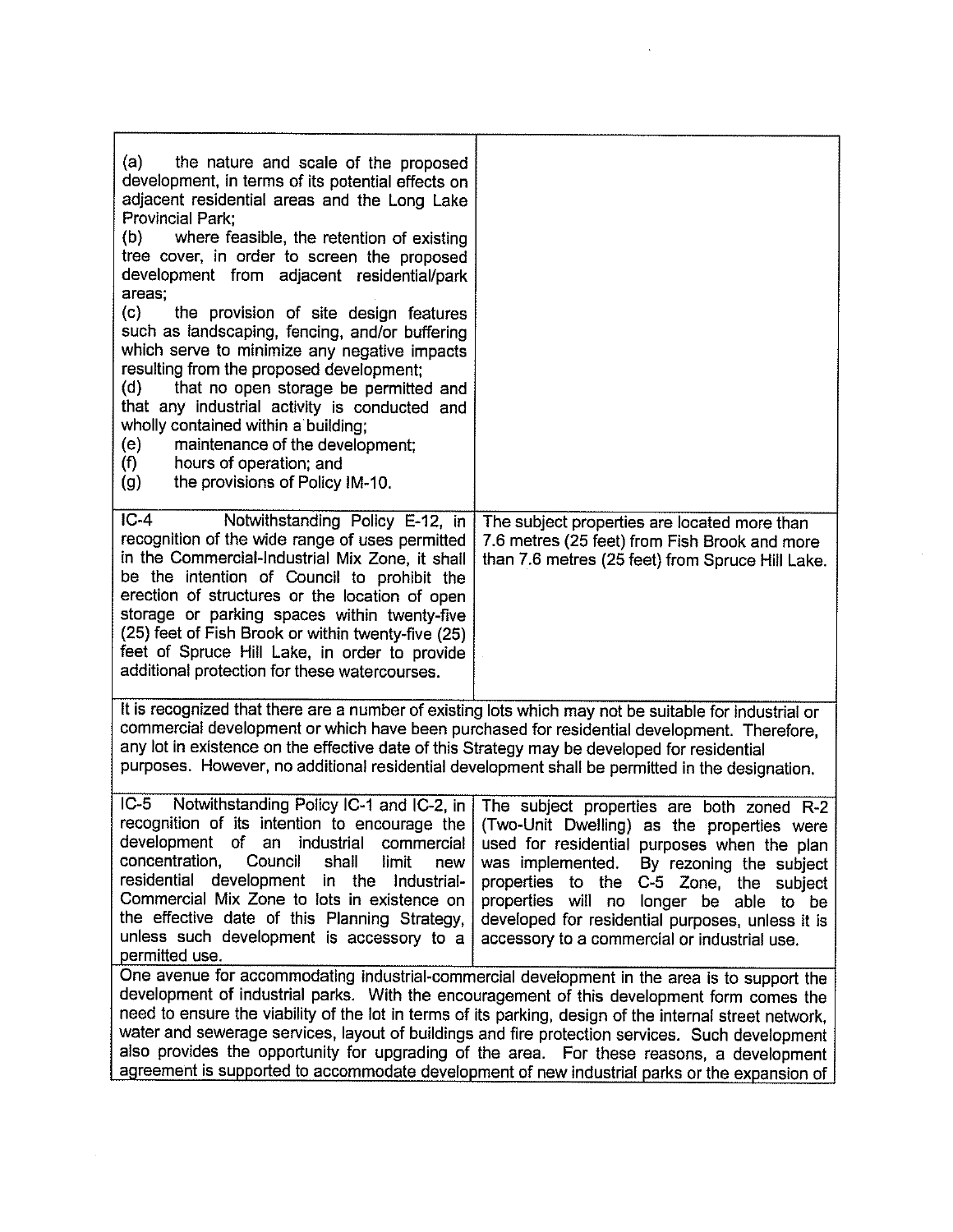| | |
|---|---|
| (a) the nature and scale of the proposed development, in terms of its potential effects on adjacent residential areas and the Long Lake Provincial Park;<br>(b) where feasible, the retention of existing tree cover, in order to screen the proposed development from adjacent residential/park areas;<br>(c) the provision of site design features such as landscaping, fencing, and/or buffering which serve to minimize any negative impacts resulting from the proposed development;<br>(d) that no open storage be permitted and that any industrial activity is conducted and wholly contained within a building;<br>(e) maintenance of the development;<br>(f) hours of operation; and<br>(g) the provisions of Policy IM-10. | |
| IC-4 Notwithstanding Policy E-12, in recognition of the wide range of uses permitted in the Commercial-Industrial Mix Zone, it shall be the intention of Council to prohibit the erection of structures or the location of open storage or parking spaces within twenty-five (25) feet of Fish Brook or within twenty-five (25) feet of Spruce Hill Lake, in order to provide additional protection for these watercourses. | The subject properties are located more than 7.6 metres (25 feet) from Fish Brook and more than 7.6 metres (25 feet) from Spruce Hill Lake. |
| It is recognized that there are a number of existing lots which may not be suitable for industrial or commercial development or which have been purchased for residential development. Therefore, any lot in existence on the effective date of this Strategy may be developed for residential purposes. However, no additional residential development shall be permitted in the designation. | |
| IC-5 Notwithstanding Policy IC-1 and IC-2, in recognition of its intention to encourage the development of an industrial commercial concentration, Council shall limit new residential development in the Industrial-Commercial Mix Zone to lots in existence on the effective date of this Planning Strategy, unless such development is accessory to a permitted use. | The subject properties are both zoned R-2 (Two-Unit Dwelling) as the properties were used for residential purposes when the plan was implemented. By rezoning the subject properties to the C-5 Zone, the subject properties will no longer be able to be developed for residential purposes, unless it is accessory to a commercial or industrial use. |
| One avenue for accommodating industrial-commercial development in the area is to support the development of industrial parks. With the encouragement of this development form comes the need to ensure the viability of the lot in terms of its parking, design of the internal street network, water and sewerage services, layout of buildings and fire protection services. Such development also provides the opportunity for upgrading of the area. For these reasons, a development agreement is supported to accommodate development of new industrial parks or the expansion of | |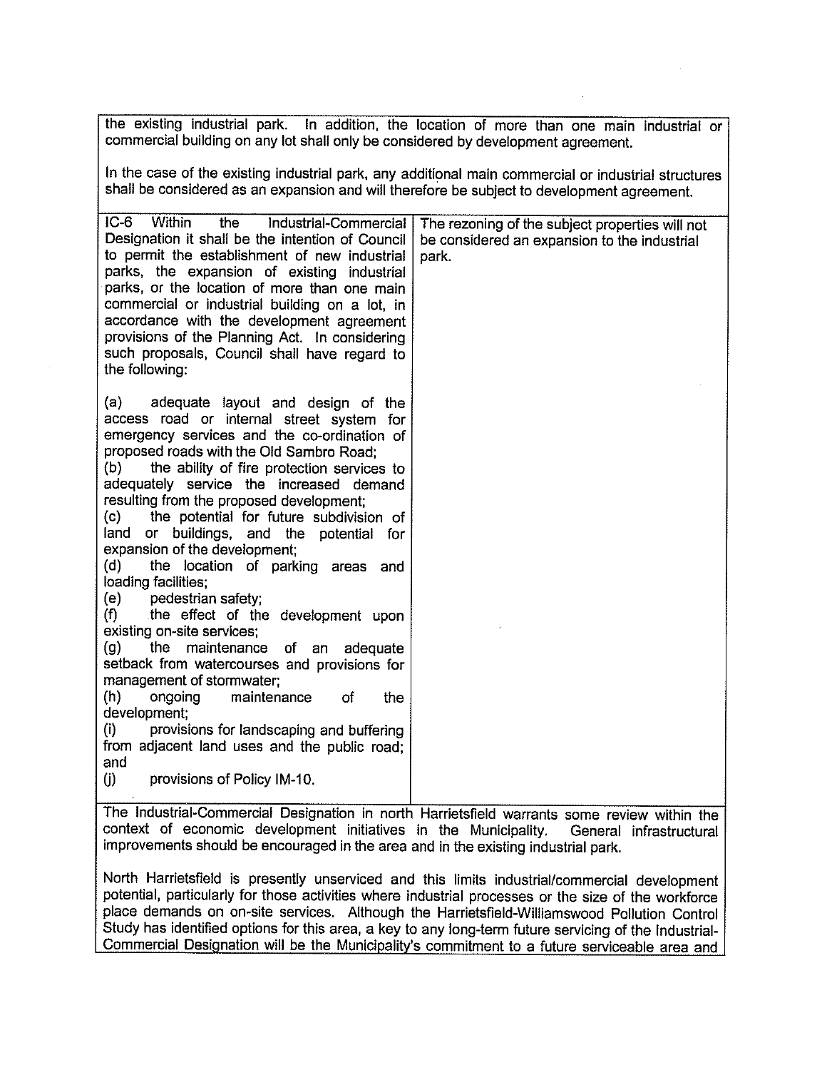the existing industrial park. In addition, the location of more than one main industrial or commercial building on any lot shall only be considered by development agreement.

In the case of the existing industrial park, any additional main commercial or industrial structures shall be considered as an expansion and will therefore be subject to development agreement.

| | |
|---|---|
| IC-6 Within the Industrial-Commercial Designation it shall be the intention of Council to permit the establishment of new industrial parks, the expansion of existing industrial parks, or the location of more than one main commercial or industrial building on a lot, in accordance with the development agreement provisions of the Planning Act. In considering such proposals, Council shall have regard to the following:<br><br>(a) adequate layout and design of the access road or internal street system for emergency services and the co-ordination of proposed roads with the Old Sambro Road;<br>(b) the ability of fire protection services to adequately service the increased demand resulting from the proposed development;<br>(c) the potential for future subdivision of land or buildings, and the potential for expansion of the development;<br>(d) the location of parking areas and loading facilities;<br>(e) pedestrian safety;<br>(f) the effect of the development upon existing on-site services;<br>(g) the maintenance of an adequate setback from watercourses and provisions for management of stormwater;<br>(h) ongoing maintenance of the development;<br>(i) provisions for landscaping and buffering from adjacent land uses and the public road; and<br>(j) provisions of Policy IM-10. | The rezoning of the subject properties will not be considered an expansion to the industrial park. |

The Industrial-Commercial Designation in north Harrietsfield warrants some review within the context of economic development initiatives in the Municipality. General infrastructural improvements should be encouraged in the area and in the existing industrial park.

North Harrietsfield is presently unserviced and this limits industrial/commercial development potential, particularly for those activities where industrial processes or the size of the workforce place demands on on-site services. Although the Harrietsfield-Williamswood Pollution Control Study has identified options for this area, a key to any long-term future servicing of the Industrial-Commercial Designation will be the Municipality's commitment to a future serviceable area and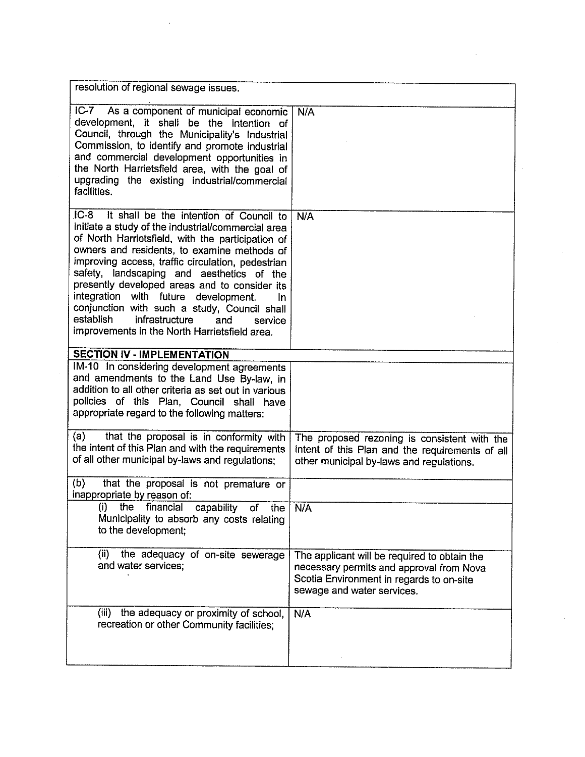| | |
|---|---|
| resolution of regional sewage issues. | |
| IC-7 As a component of municipal economic development, it shall be the intention of Council, through the Municipality's Industrial Commission, to identify and promote industrial and commercial development opportunities in the North Harrietsfield area, with the goal of upgrading the existing industrial/commercial facilities. | N/A |
| IC-8 It shall be the intention of Council to initiate a study of the industrial/commercial area of North Harrietsfield, with the participation of owners and residents, to examine methods of improving access, traffic circulation, pedestrian safety, landscaping and aesthetics of the presently developed areas and to consider its integration with future development. In conjunction with such a study, Council shall establish infrastructure and service improvements in the North Harrietsfield area. | N/A |
| **SECTION IV - IMPLEMENTATION** | |
| IM-10 In considering development agreements and amendments to the Land Use By-law, in addition to all other criteria as set out in various policies of this Plan, Council shall have appropriate regard to the following matters: | |
| (a) that the proposal is in conformity with the intent of this Plan and with the requirements of all other municipal by-laws and regulations; | The proposed rezoning is consistent with the intent of this Plan and the requirements of all other municipal by-laws and regulations. |
| (b) that the proposal is not premature or inappropriate by reason of: | |
| (i) the financial capability of the Municipality to absorb any costs relating to the development; | N/A |
| (ii) the adequacy of on-site sewerage and water services; | The applicant will be required to obtain the necessary permits and approval from Nova Scotia Environment in regards to on-site sewage and water services. |
| (iii) the adequacy or proximity of school, recreation or other Community facilities; | N/A |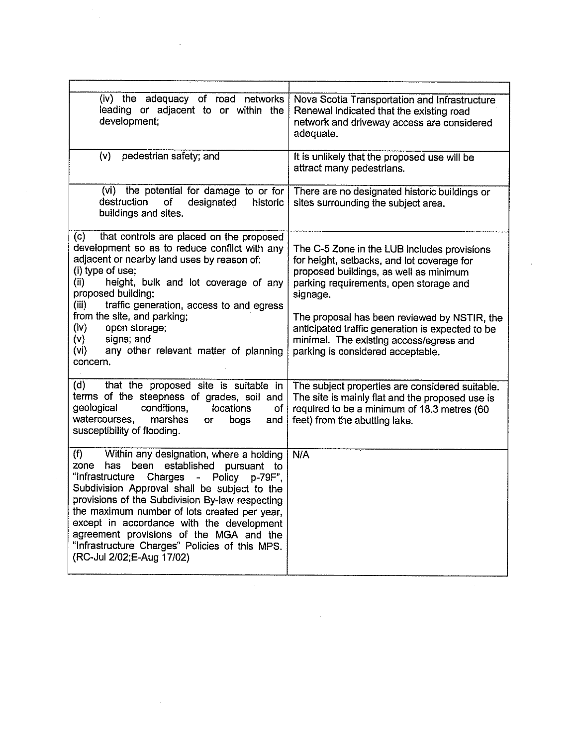| | |
|---|---|
| (iv) the adequacy of road networks leading or adjacent to or within the development; | Nova Scotia Transportation and Infrastructure Renewal indicated that the existing road network and driveway access are considered adequate. |
| (v) pedestrian safety; and | It is unlikely that the proposed use will be attract many pedestrians. |
| (vi) the potential for damage to or for destruction of designated historic buildings and sites. | There are no designated historic buildings or sites surrounding the subject area. |
| (c) that controls are placed on the proposed development so as to reduce conflict with any adjacent or nearby land uses by reason of:<br>(i) type of use;<br>(ii) height, bulk and lot coverage of any proposed building;<br>(iii) traffic generation, access to and egress from the site, and parking;<br>(iv) open storage;<br>(v) signs; and<br>(vi) any other relevant matter of planning concern. | The C-5 Zone in the LUB includes provisions for height, setbacks, and lot coverage for proposed buildings, as well as minimum parking requirements, open storage and signage.<br><br>The proposal has been reviewed by NSTIR, the anticipated traffic generation is expected to be minimal. The existing access/egress and parking is considered acceptable. |
| (d) that the proposed site is suitable in terms of the steepness of grades, soil and geological conditions, locations of watercourses, marshes or bogs and susceptibility of flooding. | The subject properties are considered suitable. The site is mainly flat and the proposed use is required to be a minimum of 18.3 metres (60 feet) from the abutting lake. |
| (f) Within any designation, where a holding zone has been established pursuant to "Infrastructure Charges - Policy p-79F", Subdivision Approval shall be subject to the provisions of the Subdivision By-law respecting the maximum number of lots created per year, except in accordance with the development agreement provisions of the MGA and the "Infrastructure Charges" Policies of this MPS. (RC-Jul 2/02;E-Aug 17/02) | N/A |